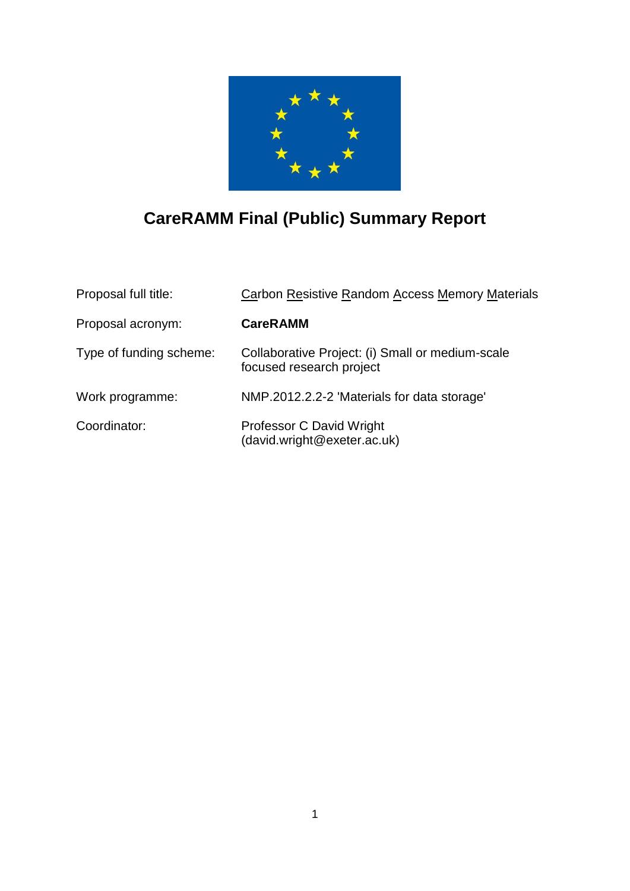# CareRAMM Final (Public) Summary Report

| | |
|---|---|
| Proposal full title: | Carbon Resistive Random Access Memory Materials |
| Proposal acronym: | **CareRAMM** |
| Type of funding scheme: | Collaborative Project: (i) Small or medium-scale focused research project |
| Work programme: | NMP.2012.2.2-2 'Materials for data storage' |
| Coordinator: | Professor C David Wright (david.wright@exeter.ac.uk) |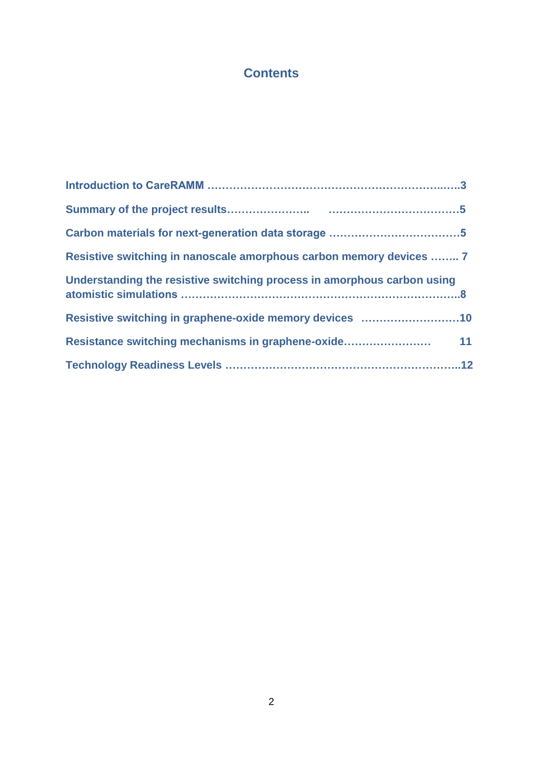# Contents

**Introduction to CareRAMM ……………………………………………………..…..3**

**Summary of the project results………………….. ………………………………5**

**Carbon materials for next-generation data storage ………………………………5**

**Resistive switching in nanoscale amorphous carbon memory devices …….. 7**

**Understanding the resistive switching process in amorphous carbon using atomistic simulations ……………………………………………………………….8**

**Resistive switching in graphene-oxide memory devices ………………………10**

**Resistance switching mechanisms in graphene-oxide…………………… 11**

**Technology Readiness Levels …………………………………………………..12**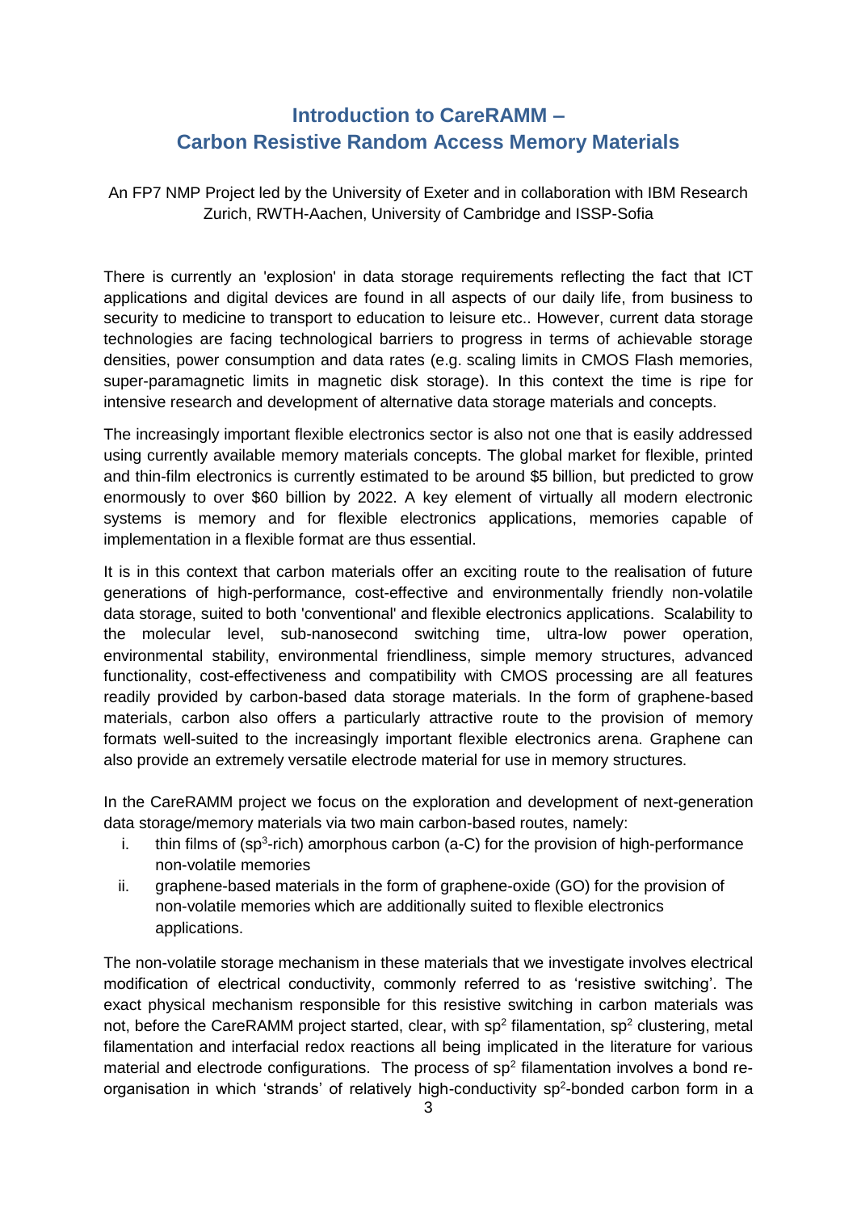# Introduction to CareRAMM – Carbon Resistive Random Access Memory Materials

An FP7 NMP Project led by the University of Exeter and in collaboration with IBM Research Zurich, RWTH-Aachen, University of Cambridge and ISSP-Sofia

There is currently an 'explosion' in data storage requirements reflecting the fact that ICT applications and digital devices are found in all aspects of our daily life, from business to security to medicine to transport to education to leisure etc.. However, current data storage technologies are facing technological barriers to progress in terms of achievable storage densities, power consumption and data rates (e.g. scaling limits in CMOS Flash memories, super-paramagnetic limits in magnetic disk storage). In this context the time is ripe for intensive research and development of alternative data storage materials and concepts.

The increasingly important flexible electronics sector is also not one that is easily addressed using currently available memory materials concepts. The global market for flexible, printed and thin-film electronics is currently estimated to be around $5 billion, but predicted to grow enormously to over $60 billion by 2022. A key element of virtually all modern electronic systems is memory and for flexible electronics applications, memories capable of implementation in a flexible format are thus essential.

It is in this context that carbon materials offer an exciting route to the realisation of future generations of high-performance, cost-effective and environmentally friendly non-volatile data storage, suited to both 'conventional' and flexible electronics applications. Scalability to the molecular level, sub-nanosecond switching time, ultra-low power operation, environmental stability, environmental friendliness, simple memory structures, advanced functionality, cost-effectiveness and compatibility with CMOS processing are all features readily provided by carbon-based data storage materials. In the form of graphene-based materials, carbon also offers a particularly attractive route to the provision of memory formats well-suited to the increasingly important flexible electronics arena. Graphene can also provide an extremely versatile electrode material for use in memory structures.

In the CareRAMM project we focus on the exploration and development of next-generation data storage/memory materials via two main carbon-based routes, namely:

i. thin films of ($sp^3$-rich) amorphous carbon (a-C) for the provision of high-performance non-volatile memories
ii. graphene-based materials in the form of graphene-oxide (GO) for the provision of non-volatile memories which are additionally suited to flexible electronics applications.

The non-volatile storage mechanism in these materials that we investigate involves electrical modification of electrical conductivity, commonly referred to as 'resistive switching'. The exact physical mechanism responsible for this resistive switching in carbon materials was not, before the CareRAMM project started, clear, with $sp^2$ filamentation, $sp^2$ clustering, metal filamentation and interfacial redox reactions all being implicated in the literature for various material and electrode configurations. The process of $sp^2$ filamentation involves a bond re-organisation in which 'strands' of relatively high-conductivity $sp^2$-bonded carbon form in a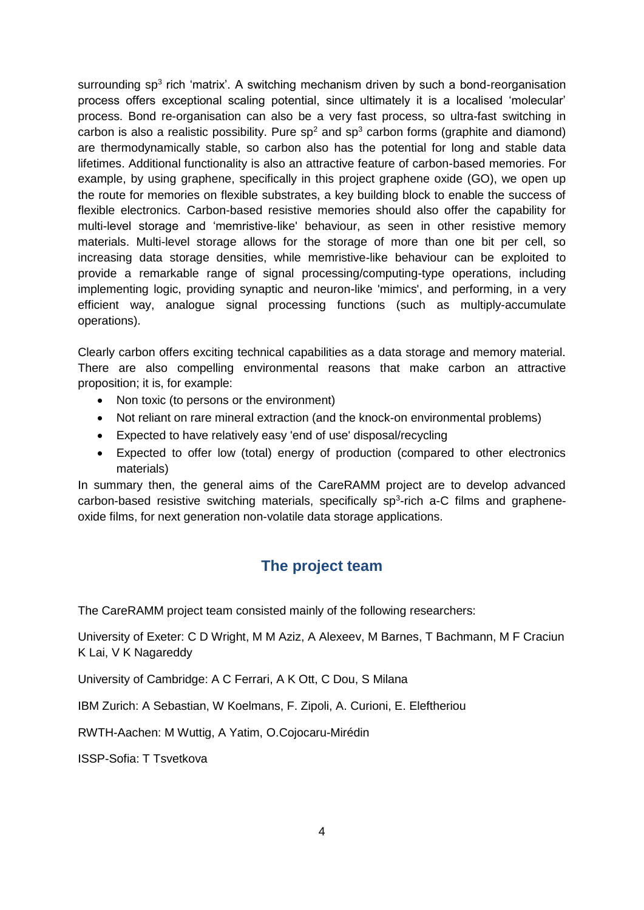surrounding $sp^3$ rich 'matrix'. A switching mechanism driven by such a bond-reorganisation process offers exceptional scaling potential, since ultimately it is a localised 'molecular' process. Bond re-organisation can also be a very fast process, so ultra-fast switching in carbon is also a realistic possibility. Pure $sp^2$ and $sp^3$ carbon forms (graphite and diamond) are thermodynamically stable, so carbon also has the potential for long and stable data lifetimes. Additional functionality is also an attractive feature of carbon-based memories. For example, by using graphene, specifically in this project graphene oxide (GO), we open up the route for memories on flexible substrates, a key building block to enable the success of flexible electronics. Carbon-based resistive memories should also offer the capability for multi-level storage and 'memristive-like' behaviour, as seen in other resistive memory materials. Multi-level storage allows for the storage of more than one bit per cell, so increasing data storage densities, while memristive-like behaviour can be exploited to provide a remarkable range of signal processing/computing-type operations, including implementing logic, providing synaptic and neuron-like 'mimics', and performing, in a very efficient way, analogue signal processing functions (such as multiply-accumulate operations).

Clearly carbon offers exciting technical capabilities as a data storage and memory material. There are also compelling environmental reasons that make carbon an attractive proposition; it is, for example:

- Non toxic (to persons or the environment)
- Not reliant on rare mineral extraction (and the knock-on environmental problems)
- Expected to have relatively easy 'end of use' disposal/recycling
- Expected to offer low (total) energy of production (compared to other electronics materials)

In summary then, the general aims of the CareRAMM project are to develop advanced carbon-based resistive switching materials, specifically $sp^3$-rich a-C films and graphene-oxide films, for next generation non-volatile data storage applications.

## The project team

The CareRAMM project team consisted mainly of the following researchers:

University of Exeter: C D Wright, M M Aziz, A Alexeev, M Barnes, T Bachmann, M F Craciun K Lai, V K Nagareddy

University of Cambridge: A C Ferrari, A K Ott, C Dou, S Milana

IBM Zurich: A Sebastian, W Koelmans, F. Zipoli, A. Curioni, E. Eleftheriou

RWTH-Aachen: M Wuttig, A Yatim, O.Cojocaru-Mirédin

ISSP-Sofia: T Tsvetkova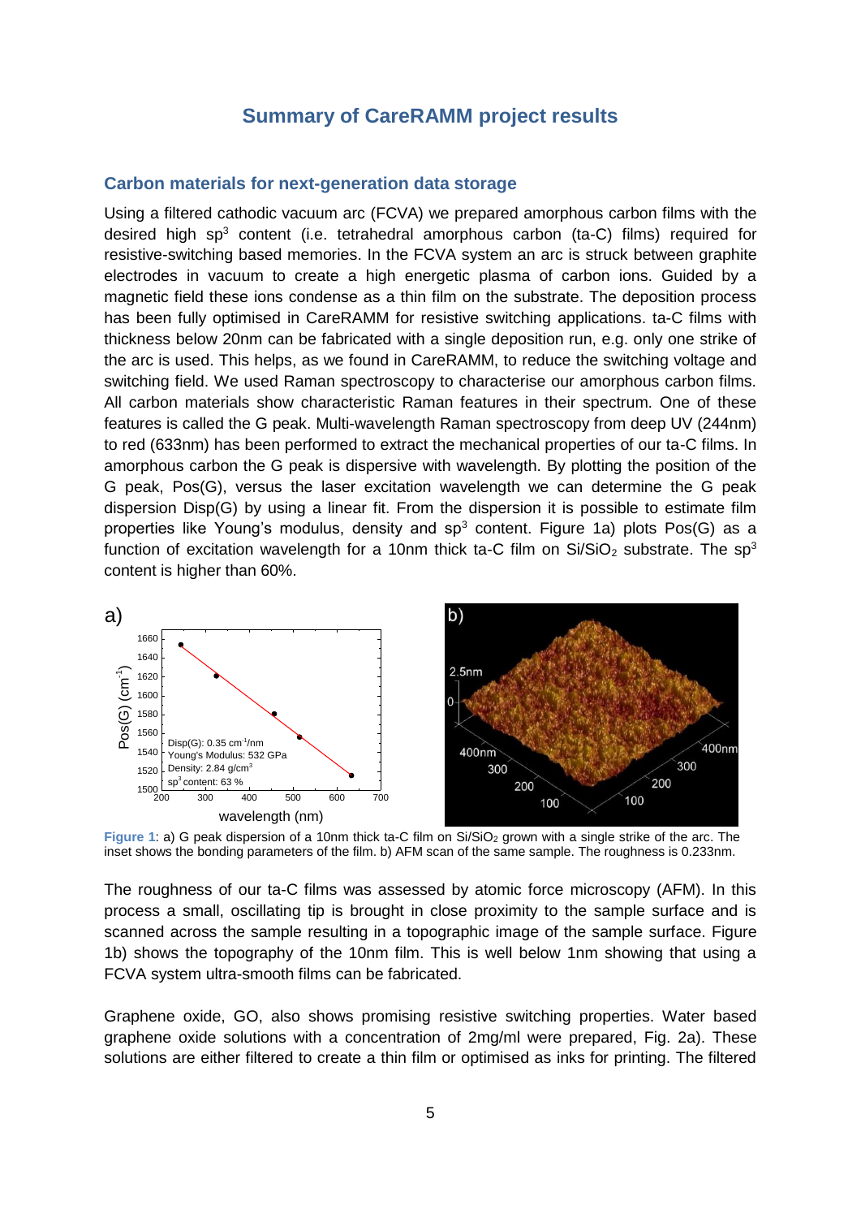# Summary of CareRAMM project results

## Carbon materials for next-generation data storage

Using a filtered cathodic vacuum arc (FCVA) we prepared amorphous carbon films with the desired high $sp^3$ content (i.e. tetrahedral amorphous carbon (ta-C) films) required for resistive-switching based memories. In the FCVA system an arc is struck between graphite electrodes in vacuum to create a high energetic plasma of carbon ions. Guided by a magnetic field these ions condense as a thin film on the substrate. The deposition process has been fully optimised in CareRAMM for resistive switching applications. ta-C films with thickness below 20nm can be fabricated with a single deposition run, e.g. only one strike of the arc is used. This helps, as we found in CareRAMM, to reduce the switching voltage and switching field. We used Raman spectroscopy to characterise our amorphous carbon films. All carbon materials show characteristic Raman features in their spectrum. One of these features is called the G peak. Multi-wavelength Raman spectroscopy from deep UV (244nm) to red (633nm) has been performed to extract the mechanical properties of our ta-C films. In amorphous carbon the G peak is dispersive with wavelength. By plotting the position of the G peak, Pos(G), versus the laser excitation wavelength we can determine the G peak dispersion Disp(G) by using a linear fit. From the dispersion it is possible to estimate film properties like Young's modulus, density and $sp^3$ content. Figure 1a) plots Pos(G) as a function of excitation wavelength for a 10nm thick ta-C film on $Si/SiO_2$ substrate. The $sp^3$ content is higher than 60%.

**Figure 1**: a) G peak dispersion of a 10nm thick ta-C film on $Si/SiO_2$ grown with a single strike of the arc. The inset shows the bonding parameters of the film. b) AFM scan of the same sample. The roughness is 0.233nm.

The roughness of our ta-C films was assessed by atomic force microscopy (AFM). In this process a small, oscillating tip is brought in close proximity to the sample surface and is scanned across the sample resulting in a topographic image of the sample surface. Figure 1b) shows the topography of the 10nm film. This is well below 1nm showing that using a FCVA system ultra-smooth films can be fabricated.

Graphene oxide, GO, also shows promising resistive switching properties. Water based graphene oxide solutions with a concentration of 2mg/ml were prepared, Fig. 2a). These solutions are either filtered to create a thin film or optimised as inks for printing. The filtered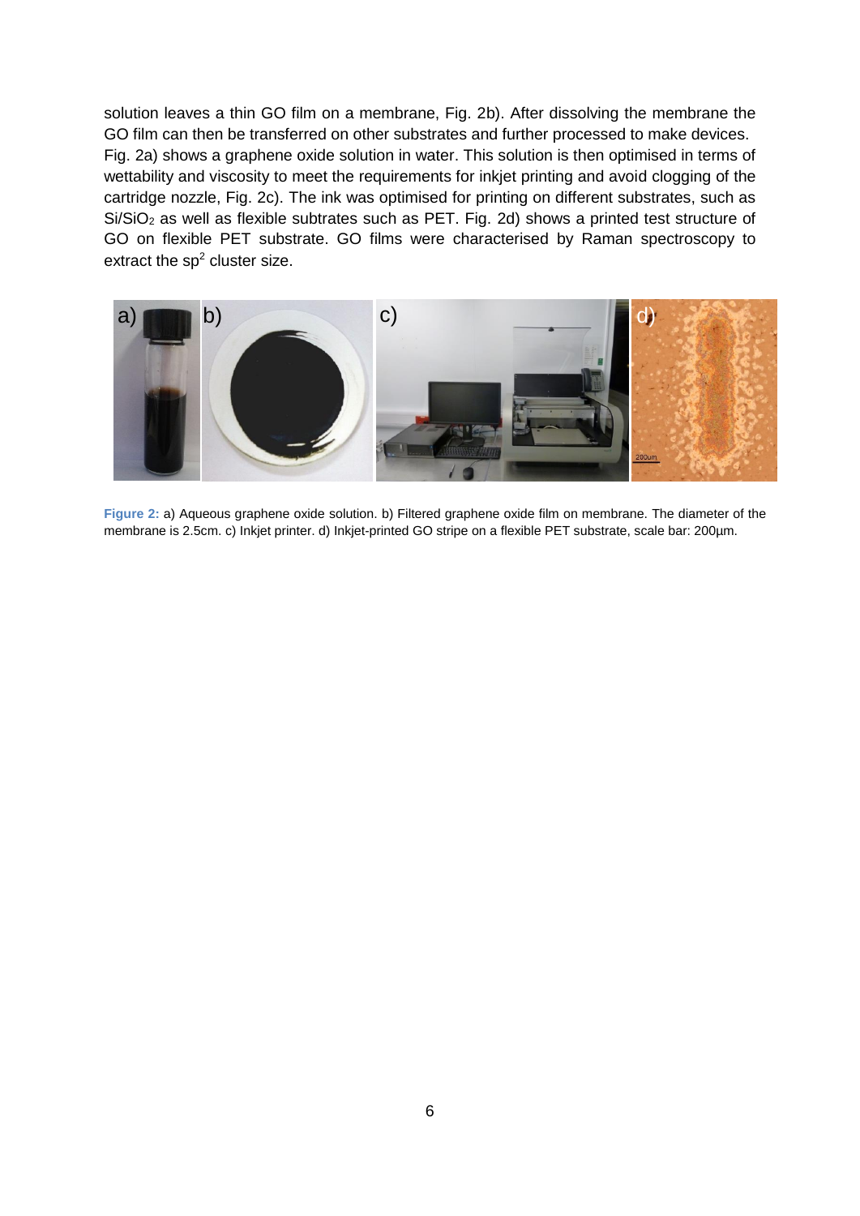solution leaves a thin GO film on a membrane, Fig. 2b). After dissolving the membrane the GO film can then be transferred on other substrates and further processed to make devices. Fig. 2a) shows a graphene oxide solution in water. This solution is then optimised in terms of wettability and viscosity to meet the requirements for inkjet printing and avoid clogging of the cartridge nozzle, Fig. 2c). The ink was optimised for printing on different substrates, such as $Si/SiO_2$ as well as flexible subtrates such as PET. Fig. 2d) shows a printed test structure of GO on flexible PET substrate. GO films were characterised by Raman spectroscopy to extract the $sp^2$ cluster size.

**Figure 2:** a) Aqueous graphene oxide solution. b) Filtered graphene oxide film on membrane. The diameter of the membrane is 2.5cm. c) Inkjet printer. d) Inkjet-printed GO stripe on a flexible PET substrate, scale bar: 200µm.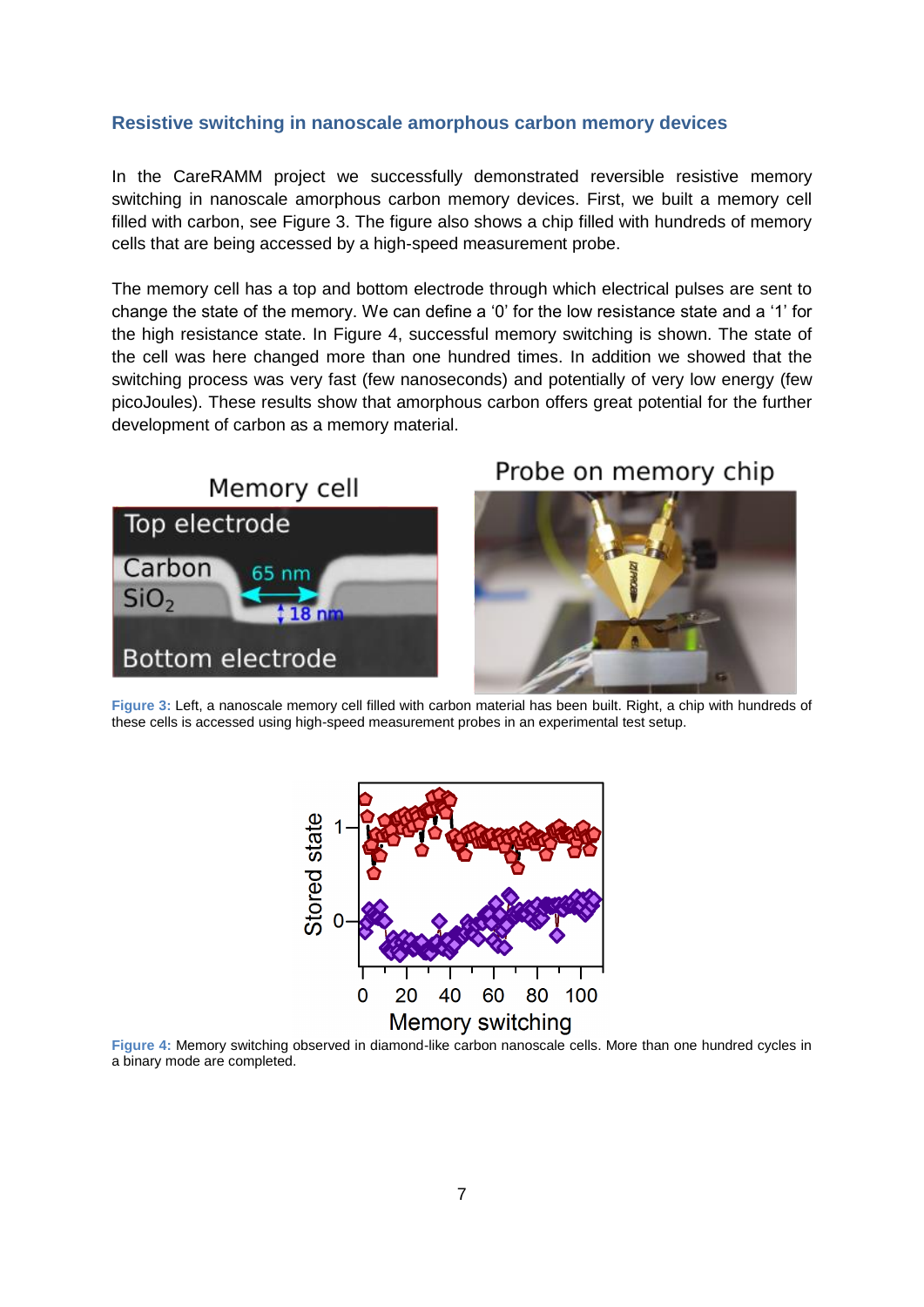### Resistive switching in nanoscale amorphous carbon memory devices

In the CareRAMM project we successfully demonstrated reversible resistive memory switching in nanoscale amorphous carbon memory devices. First, we built a memory cell filled with carbon, see Figure 3. The figure also shows a chip filled with hundreds of memory cells that are being accessed by a high-speed measurement probe.

The memory cell has a top and bottom electrode through which electrical pulses are sent to change the state of the memory. We can define a '0' for the low resistance state and a '1' for the high resistance state. In Figure 4, successful memory switching is shown. The state of the cell was here changed more than one hundred times. In addition we showed that the switching process was very fast (few nanoseconds) and potentially of very low energy (few picoJoules). These results show that amorphous carbon offers great potential for the further development of carbon as a memory material.

**Figure 3:** Left, a nanoscale memory cell filled with carbon material has been built. Right, a chip with hundreds of these cells is accessed using high-speed measurement probes in an experimental test setup.

**Figure 4:** Memory switching observed in diamond-like carbon nanoscale cells. More than one hundred cycles in a binary mode are completed.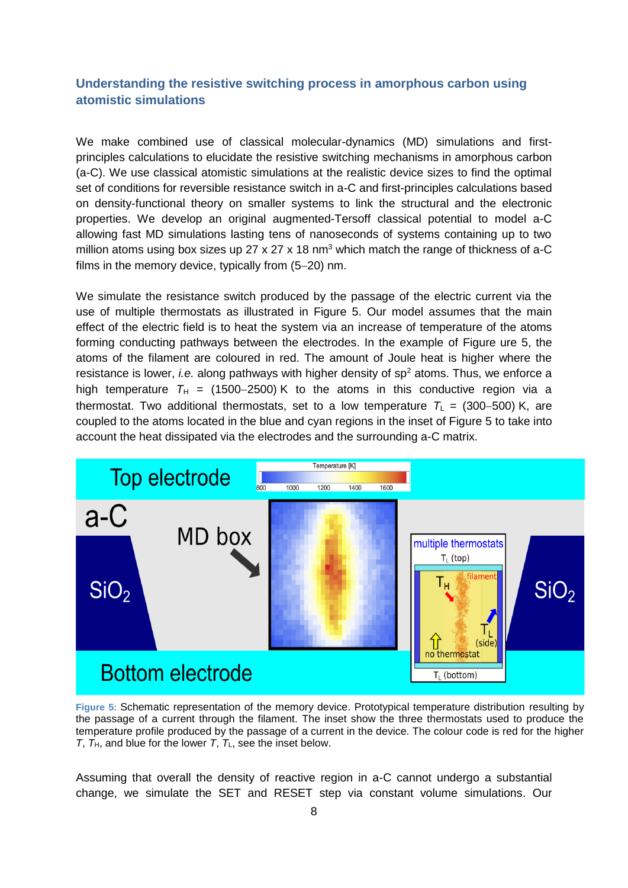### Understanding the resistive switching process in amorphous carbon using atomistic simulations

We make combined use of classical molecular-dynamics (MD) simulations and first-principles calculations to elucidate the resistive switching mechanisms in amorphous carbon (a-C). We use classical atomistic simulations at the realistic device sizes to find the optimal set of conditions for reversible resistance switch in a-C and first-principles calculations based on density-functional theory on smaller systems to link the structural and the electronic properties. We develop an original augmented-Tersoff classical potential to model a-C allowing fast MD simulations lasting tens of nanoseconds of systems containing up to two million atoms using box sizes up 27 x 27 x 18 $nm^3$ which match the range of thickness of a-C films in the memory device, typically from (5–20) nm.

We simulate the resistance switch produced by the passage of the electric current via the use of multiple thermostats as illustrated in Figure 5. Our model assumes that the main effect of the electric field is to heat the system via an increase of temperature of the atoms forming conducting pathways between the electrodes. In the example of Figure ure 5, the atoms of the filament are coloured in red. The amount of Joule heat is higher where the resistance is lower, *i.e.* along pathways with higher density of $sp^2$ atoms. Thus, we enforce a high temperature $T_H$ = (1500–2500) K to the atoms in this conductive region via a thermostat. Two additional thermostats, set to a low temperature $T_L$ = (300–500) K, are coupled to the atoms located in the blue and cyan regions in the inset of Figure 5 to take into account the heat dissipated via the electrodes and the surrounding a-C matrix.

**Figure 5:** Schematic representation of the memory device. Prototypical temperature distribution resulting by the passage of a current through the filament. The inset show the three thermostats used to produce the temperature profile produced by the passage of a current in the device. The colour code is red for the higher $T$, $T_H$, and blue for the lower $T$, $T_L$, see the inset below.

Assuming that overall the density of reactive region in a-C cannot undergo a substantial change, we simulate the SET and RESET step via constant volume simulations. Our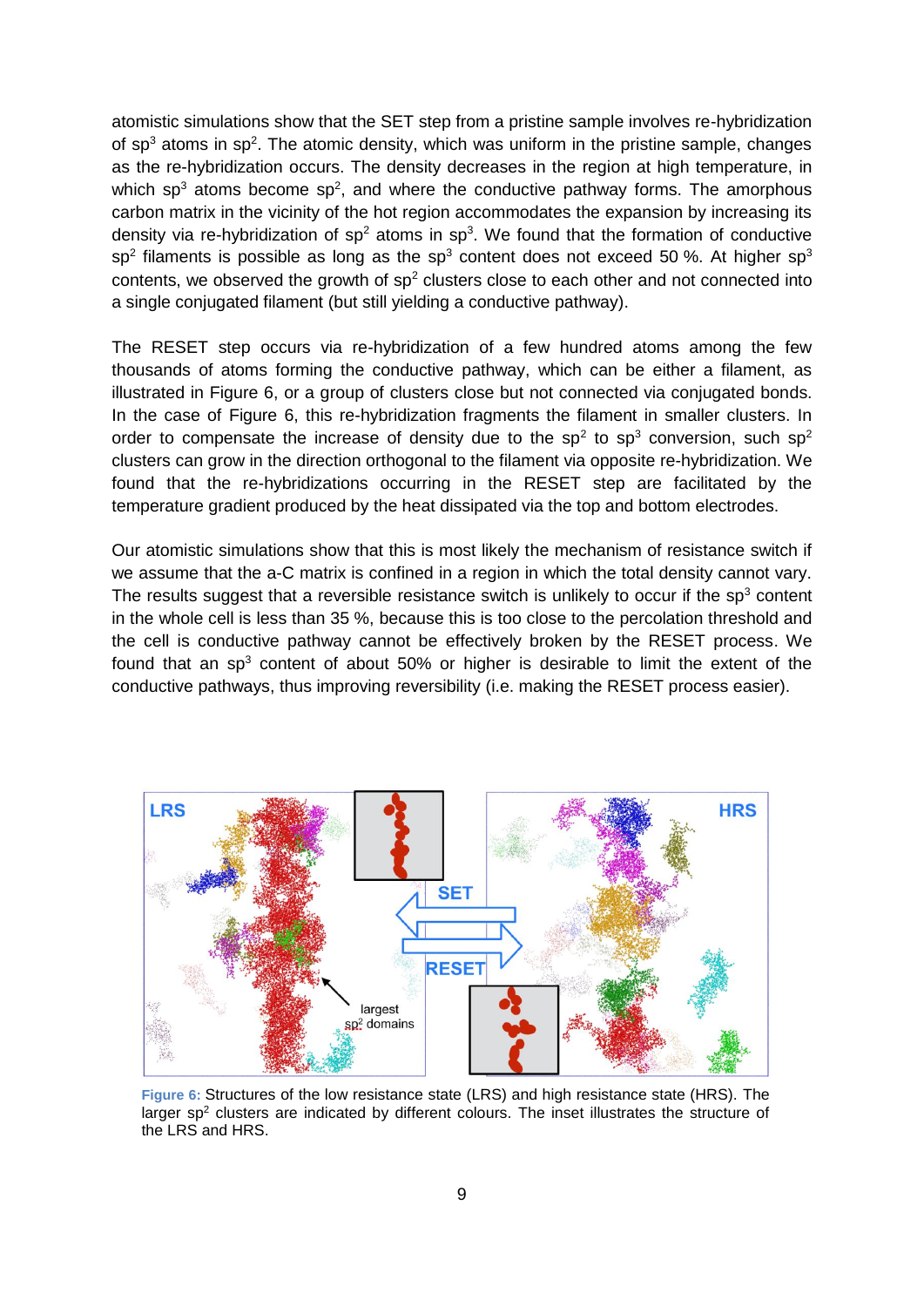atomistic simulations show that the SET step from a pristine sample involves re-hybridization of $sp^3$ atoms in $sp^2$. The atomic density, which was uniform in the pristine sample, changes as the re-hybridization occurs. The density decreases in the region at high temperature, in which $sp^3$ atoms become $sp^2$, and where the conductive pathway forms. The amorphous carbon matrix in the vicinity of the hot region accommodates the expansion by increasing its density via re-hybridization of $sp^2$ atoms in $sp^3$. We found that the formation of conductive $sp^2$ filaments is possible as long as the $sp^3$ content does not exceed 50 %. At higher $sp^3$ contents, we observed the growth of $sp^2$ clusters close to each other and not connected into a single conjugated filament (but still yielding a conductive pathway).

The RESET step occurs via re-hybridization of a few hundred atoms among the few thousands of atoms forming the conductive pathway, which can be either a filament, as illustrated in Figure 6, or a group of clusters close but not connected via conjugated bonds. In the case of Figure 6, this re-hybridization fragments the filament in smaller clusters. In order to compensate the increase of density due to the $sp^2$ to $sp^3$ conversion, such $sp^2$ clusters can grow in the direction orthogonal to the filament via opposite re-hybridization. We found that the re-hybridizations occurring in the RESET step are facilitated by the temperature gradient produced by the heat dissipated via the top and bottom electrodes.

Our atomistic simulations show that this is most likely the mechanism of resistance switch if we assume that the a-C matrix is confined in a region in which the total density cannot vary. The results suggest that a reversible resistance switch is unlikely to occur if the $sp^3$ content in the whole cell is less than 35 %, because this is too close to the percolation threshold and the cell is conductive pathway cannot be effectively broken by the RESET process. We found that an $sp^3$ content of about 50% or higher is desirable to limit the extent of the conductive pathways, thus improving reversibility (i.e. making the RESET process easier).

**Figure 6:** Structures of the low resistance state (LRS) and high resistance state (HRS). The larger $sp^2$ clusters are indicated by different colours. The inset illustrates the structure of the LRS and HRS.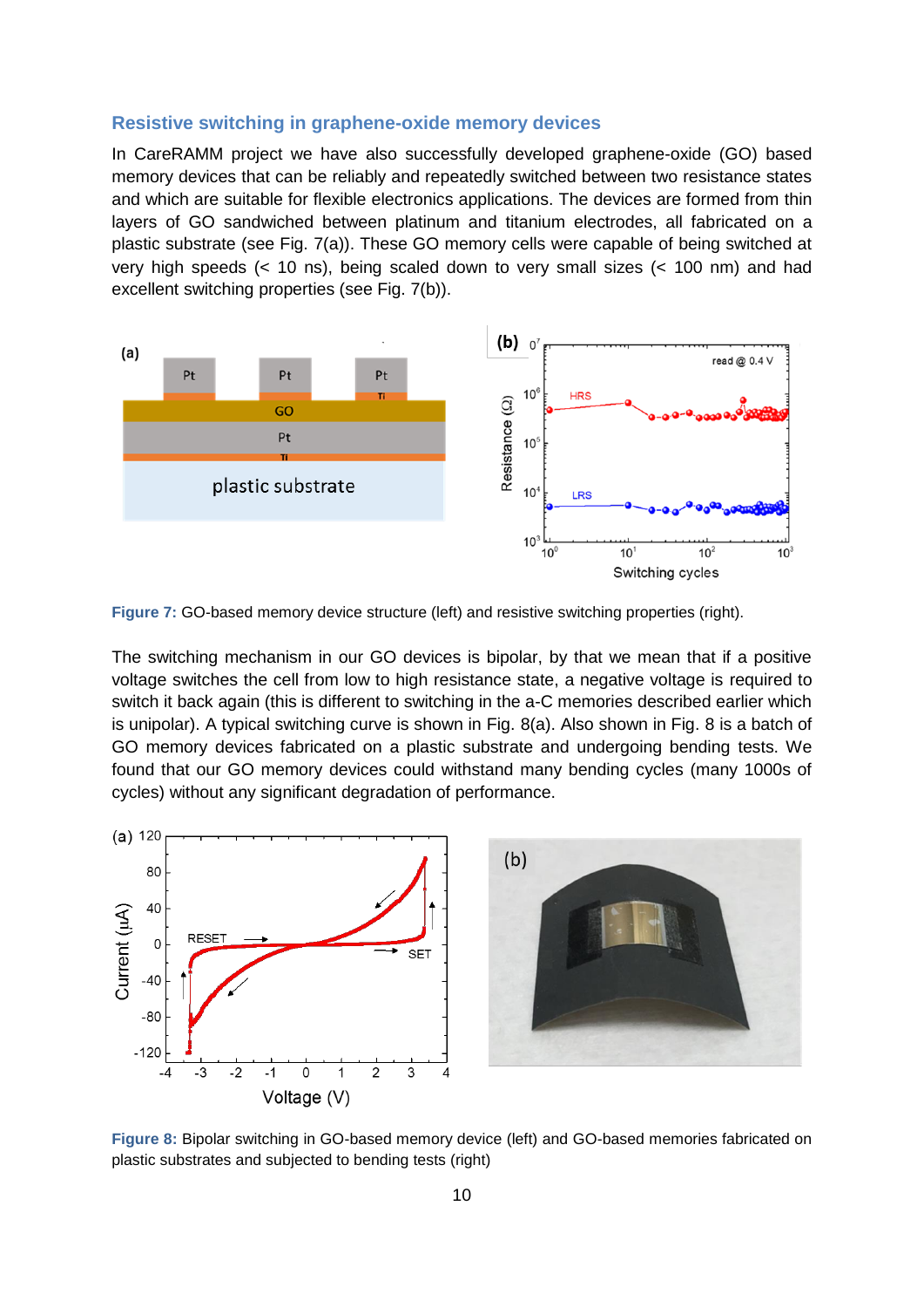### Resistive switching in graphene-oxide memory devices

In CareRAMM project we have also successfully developed graphene-oxide (GO) based memory devices that can be reliably and repeatedly switched between two resistance states and which are suitable for flexible electronics applications. The devices are formed from thin layers of GO sandwiched between platinum and titanium electrodes, all fabricated on a plastic substrate (see Fig. 7(a)). These GO memory cells were capable of being switched at very high speeds (< 10 ns), being scaled down to very small sizes (< 100 nm) and had excellent switching properties (see Fig. 7(b)).

**Figure 7:** GO-based memory device structure (left) and resistive switching properties (right).

The switching mechanism in our GO devices is bipolar, by that we mean that if a positive voltage switches the cell from low to high resistance state, a negative voltage is required to switch it back again (this is different to switching in the a-C memories described earlier which is unipolar). A typical switching curve is shown in Fig. 8(a). Also shown in Fig. 8 is a batch of GO memory devices fabricated on a plastic substrate and undergoing bending tests. We found that our GO memory devices could withstand many bending cycles (many 1000s of cycles) without any significant degradation of performance.

**Figure 8:** Bipolar switching in GO-based memory device (left) and GO-based memories fabricated on plastic substrates and subjected to bending tests (right)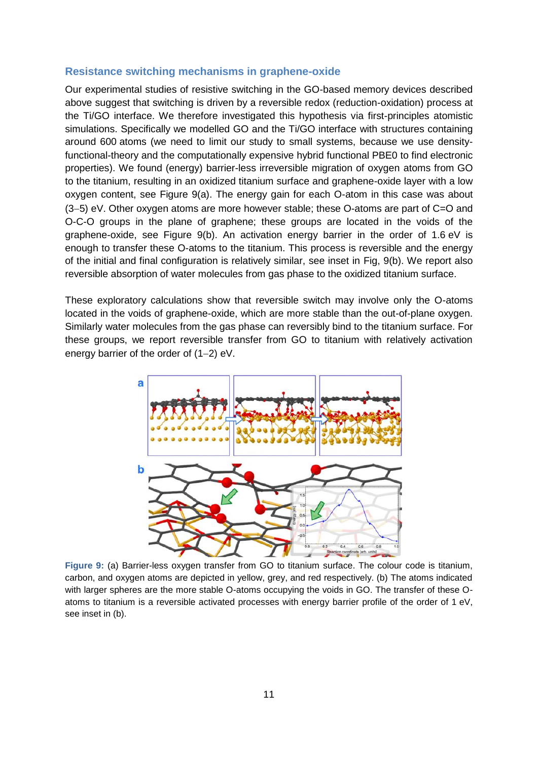## Resistance switching mechanisms in graphene-oxide

Our experimental studies of resistive switching in the GO-based memory devices described above suggest that switching is driven by a reversible redox (reduction-oxidation) process at the Ti/GO interface. We therefore investigated this hypothesis via first-principles atomistic simulations. Specifically we modelled GO and the Ti/GO interface with structures containing around 600 atoms (we need to limit our study to small systems, because we use density-functional-theory and the computationally expensive hybrid functional PBE0 to find electronic properties). We found (energy) barrier-less irreversible migration of oxygen atoms from GO to the titanium, resulting in an oxidized titanium surface and graphene-oxide layer with a low oxygen content, see Figure 9(a). The energy gain for each O-atom in this case was about (3–5) eV. Other oxygen atoms are more however stable; these O-atoms are part of C=O and O-C-O groups in the plane of graphene; these groups are located in the voids of the graphene-oxide, see Figure 9(b). An activation energy barrier in the order of 1.6 eV is enough to transfer these O-atoms to the titanium. This process is reversible and the energy of the initial and final configuration is relatively similar, see inset in Fig, 9(b). We report also reversible absorption of water molecules from gas phase to the oxidized titanium surface.

These exploratory calculations show that reversible switch may involve only the O-atoms located in the voids of graphene-oxide, which are more stable than the out-of-plane oxygen. Similarly water molecules from the gas phase can reversibly bind to the titanium surface. For these groups, we report reversible transfer from GO to titanium with relatively activation energy barrier of the order of (1–2) eV.

**Figure 9:** (a) Barrier-less oxygen transfer from GO to titanium surface. The colour code is titanium, carbon, and oxygen atoms are depicted in yellow, grey, and red respectively. (b) The atoms indicated with larger spheres are the more stable O-atoms occupying the voids in GO. The transfer of these O-atoms to titanium is a reversible activated processes with energy barrier profile of the order of 1 eV, see inset in (b).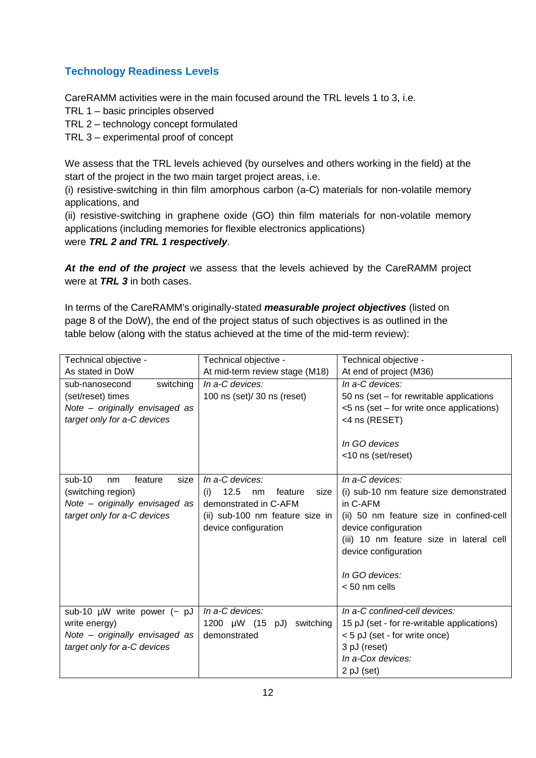## Technology Readiness Levels

CareRAMM activities were in the main focused around the TRL levels 1 to 3, i.e.

TRL 1 – basic principles observed
TRL 2 – technology concept formulated
TRL 3 – experimental proof of concept

We assess that the TRL levels achieved (by ourselves and others working in the field) at the start of the project in the two main target project areas, i.e.

(i) resistive-switching in thin film amorphous carbon (a-C) materials for non-volatile memory applications, and

(ii) resistive-switching in graphene oxide (GO) thin film materials for non-volatile memory applications (including memories for flexible electronics applications)

were ***TRL 2 and TRL 1 respectively***.

***At the end of the project*** we assess that the levels achieved by the CareRAMM project were at ***TRL 3*** in both cases.

In terms of the CareRAMM's originally-stated ***measurable project objectives*** (listed on page 8 of the DoW), the end of the project status of such objectives is as outlined in the table below (along with the status achieved at the time of the mid-term review):

| Technical objective - As stated in DoW | Technical objective - At mid-term review stage (M18) | Technical objective - At end of project (M36) |
|---|---|---|
| sub-nanosecond switching (set/reset) times<br>*Note – originally envisaged as target only for a-C devices* | *In a-C devices:*<br>100 ns (set)/ 30 ns (reset) | *In a-C devices:*<br>50 ns (set – for rewritable applications<br><5 ns (set – for write once applications)<br><4 ns (RESET)<br><br>*In GO devices*<br><10 ns (set/reset) |
| sub-10 nm feature size (switching region)<br>*Note – originally envisaged as target only for a-C devices* | *In a-C devices:*<br>(i) 12.5 nm feature size demonstrated in C-AFM<br>(ii) sub-100 nm feature size in device configuration | *In a-C devices:*<br>(i) sub-10 nm feature size demonstrated in C-AFM<br>(ii) 50 nm feature size in confined-cell device configuration<br>(iii) 10 nm feature size in lateral cell device configuration<br><br>*In GO devices:*<br>< 50 nm cells |
| sub-10 µW write power (~ pJ write energy)<br>*Note – originally envisaged as target only for a-C devices* | *In a-C devices:*<br>1200 µW (15 pJ) switching demonstrated | *In a-C confined-cell devices:*<br>15 pJ (set - for re-writable applications)<br>< 5 pJ (set - for write once)<br>3 pJ (reset)<br>*In a-Cox devices:*<br>2 pJ (set) |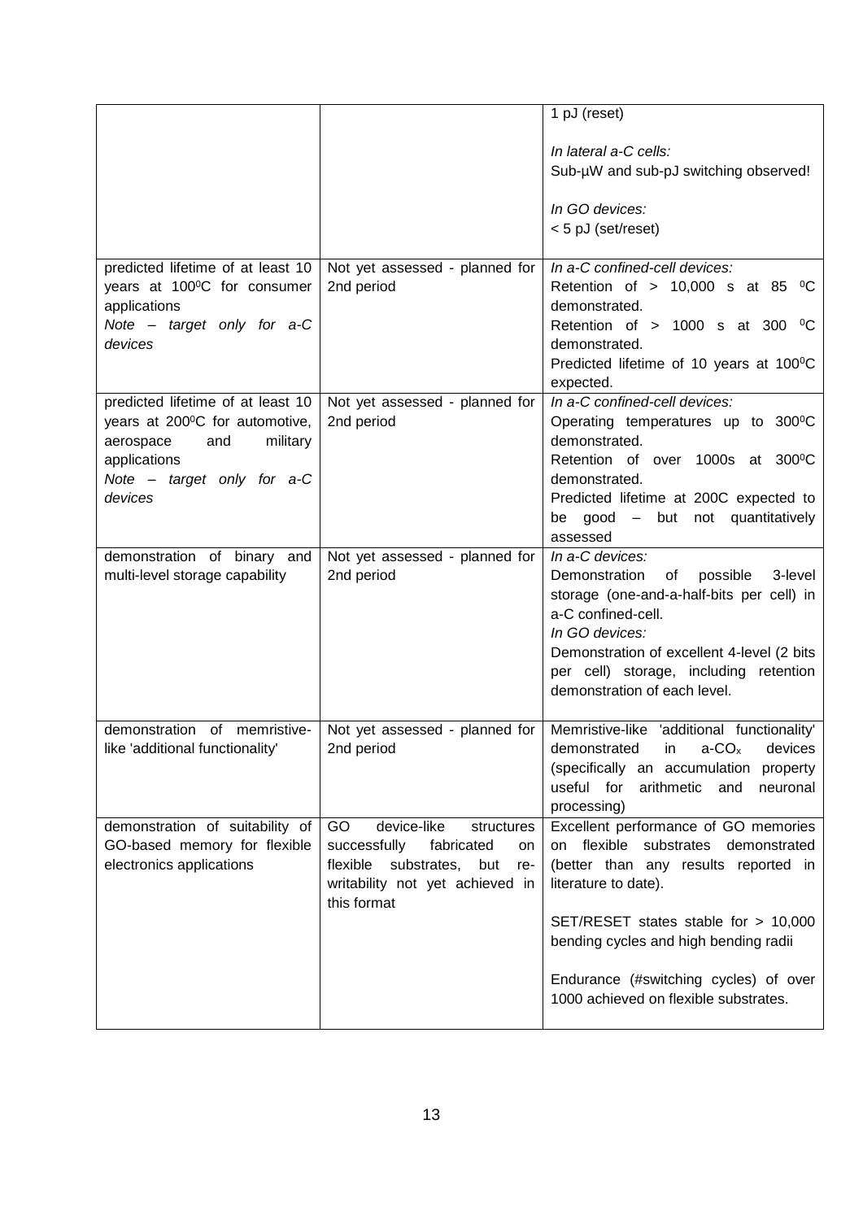| | | |
|---|---|---|
| | | 1 pJ (reset)<br><br>*In lateral a-C cells:*<br>Sub-µW and sub-pJ switching observed!<br><br>*In GO devices:*<br>< 5 pJ (set/reset) |
| predicted lifetime of at least 10 years at 100$^0$C for consumer applications<br>*Note – target only for a-C devices* | Not yet assessed - planned for 2nd period | *In a-C confined-cell devices:*<br>Retention of > 10,000 s at 85 $^0$C demonstrated.<br>Retention of > 1000 s at 300 $^0$C demonstrated.<br>Predicted lifetime of 10 years at 100$^0$C expected. |
| predicted lifetime of at least 10 years at 200$^0$C for automotive, aerospace and military applications<br>*Note – target only for a-C devices* | Not yet assessed - planned for 2nd period | *In a-C confined-cell devices:*<br>Operating temperatures up to 300$^0$C demonstrated.<br>Retention of over 1000s at 300$^0$C demonstrated.<br>Predicted lifetime at 200C expected to be good – but not quantitatively assessed |
| demonstration of binary and multi-level storage capability | Not yet assessed - planned for 2nd period | *In a-C devices:*<br>Demonstration of possible 3-level storage (one-and-a-half-bits per cell) in a-C confined-cell.<br>*In GO devices:*<br>Demonstration of excellent 4-level (2 bits per cell) storage, including retention demonstration of each level. |
| demonstration of memristive-like 'additional functionality' | Not yet assessed - planned for 2nd period | Memristive-like 'additional functionality' demonstrated in a-$CO_x$ devices (specifically an accumulation property useful for arithmetic and neuronal processing) |
| demonstration of suitability of GO-based memory for flexible electronics applications | GO device-like structures successfully fabricated on flexible substrates, but re-writability not yet achieved in this format | Excellent performance of GO memories on flexible substrates demonstrated (better than any results reported in literature to date).<br><br>SET/RESET states stable for > 10,000 bending cycles and high bending radii<br><br>Endurance (#switching cycles) of over 1000 achieved on flexible substrates. |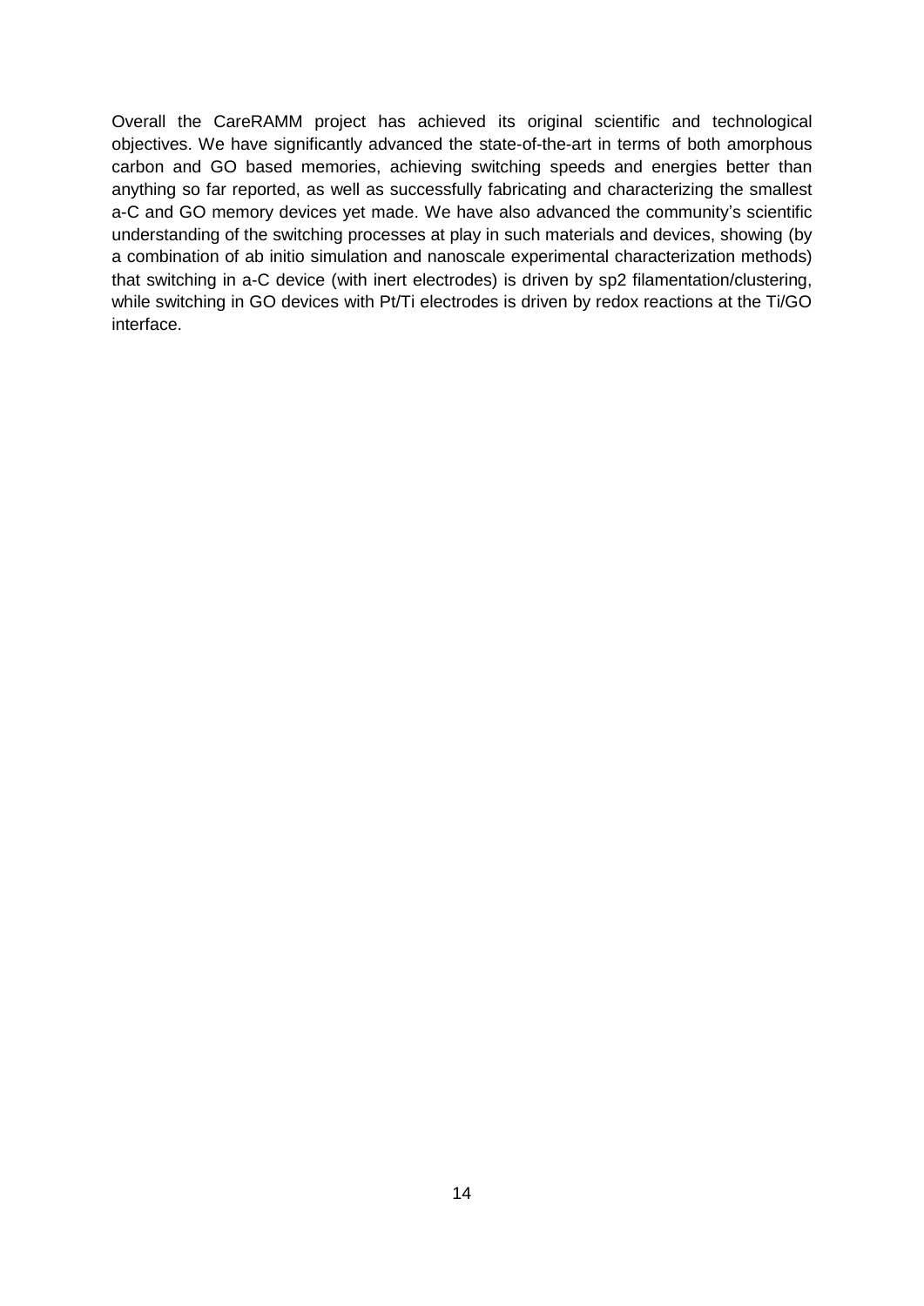Overall the CareRAMM project has achieved its original scientific and technological objectives. We have significantly advanced the state-of-the-art in terms of both amorphous carbon and GO based memories, achieving switching speeds and energies better than anything so far reported, as well as successfully fabricating and characterizing the smallest a-C and GO memory devices yet made. We have also advanced the community's scientific understanding of the switching processes at play in such materials and devices, showing (by a combination of ab initio simulation and nanoscale experimental characterization methods) that switching in a-C device (with inert electrodes) is driven by $sp^2$ filamentation/clustering, while switching in GO devices with Pt/Ti electrodes is driven by redox reactions at the Ti/GO interface.